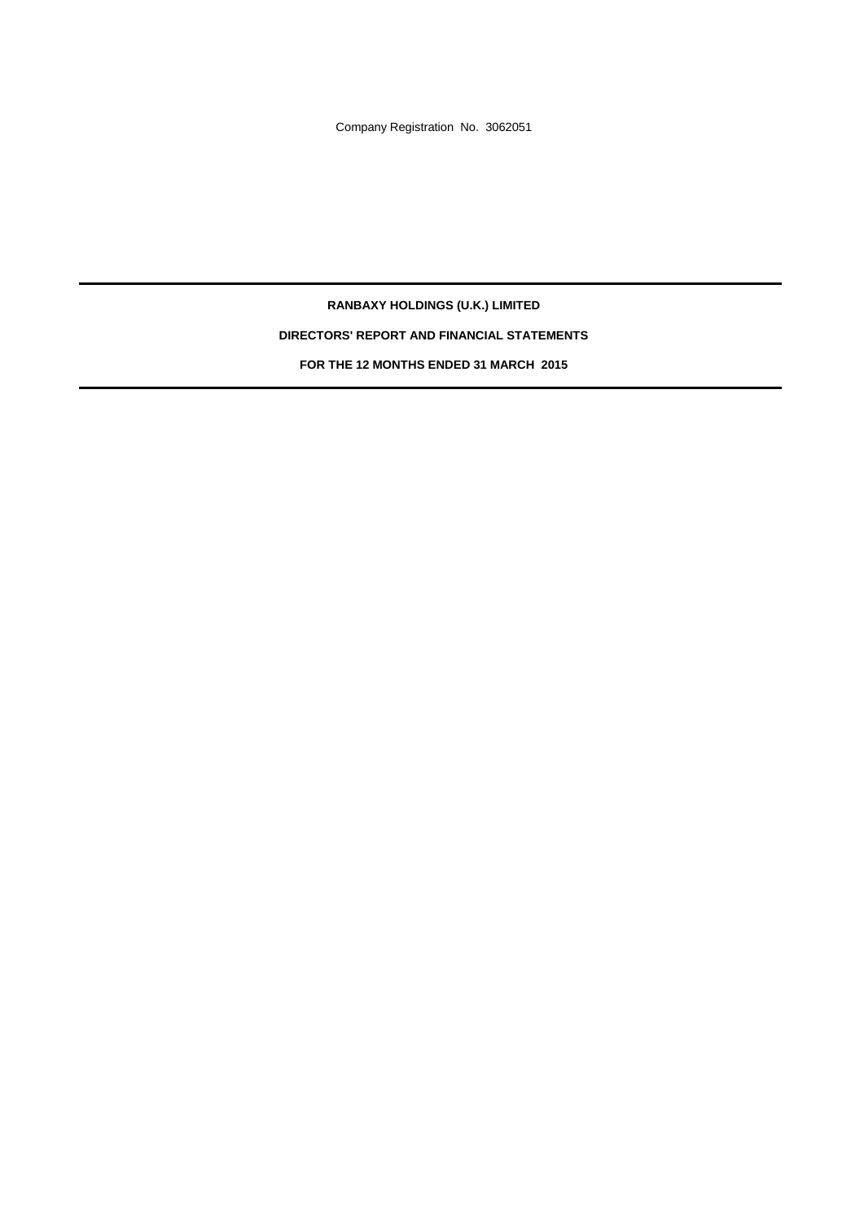Company Registration No. 3062051

---

**RANBAXY HOLDINGS (U.K.) LIMITED**

**DIRECTORS' REPORT AND FINANCIAL STATEMENTS**

**FOR THE 12 MONTHS ENDED 31 MARCH 2015**

---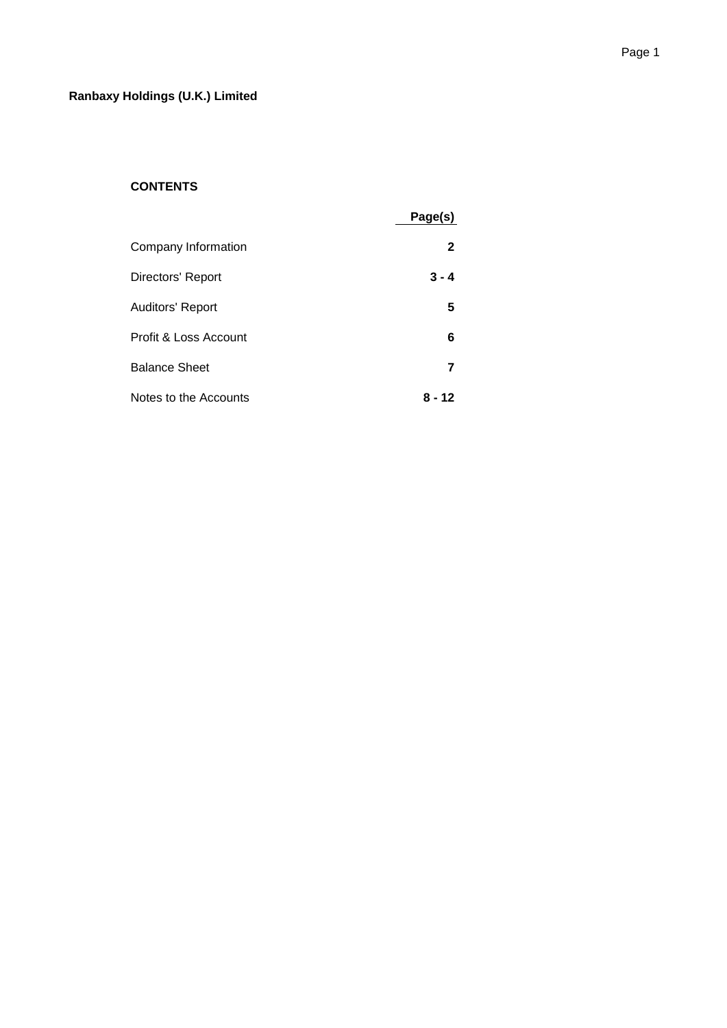**Ranbaxy Holdings (U.K.) Limited**

**CONTENTS**

| | Page(s) |
|---|---|
| Company Information | **2** |
| Directors' Report | **3 - 4** |
| Auditors' Report | **5** |
| Profit & Loss Account | **6** |
| Balance Sheet | **7** |
| Notes to the Accounts | **8 - 12** |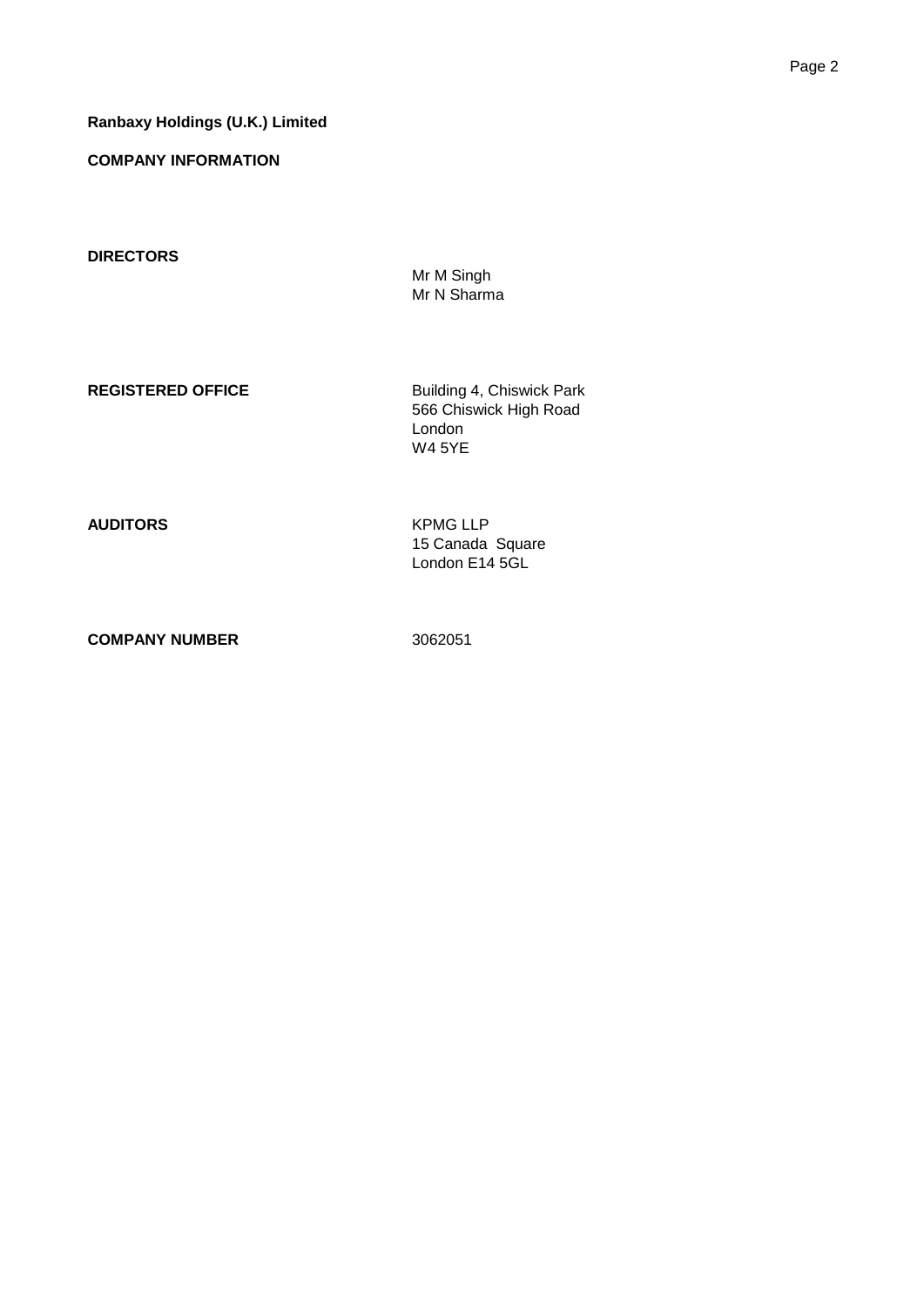**Ranbaxy Holdings (U.K.) Limited**

**COMPANY INFORMATION**

| | |
|---|---|
| **DIRECTORS** | Mr M Singh<br>Mr N Sharma |
| **REGISTERED OFFICE** | Building 4, Chiswick Park<br>566 Chiswick High Road<br>London<br>W4 5YE |
| **AUDITORS** | KPMG LLP<br>15 Canada Square<br>London E14 5GL |
| **COMPANY NUMBER** | 3062051 |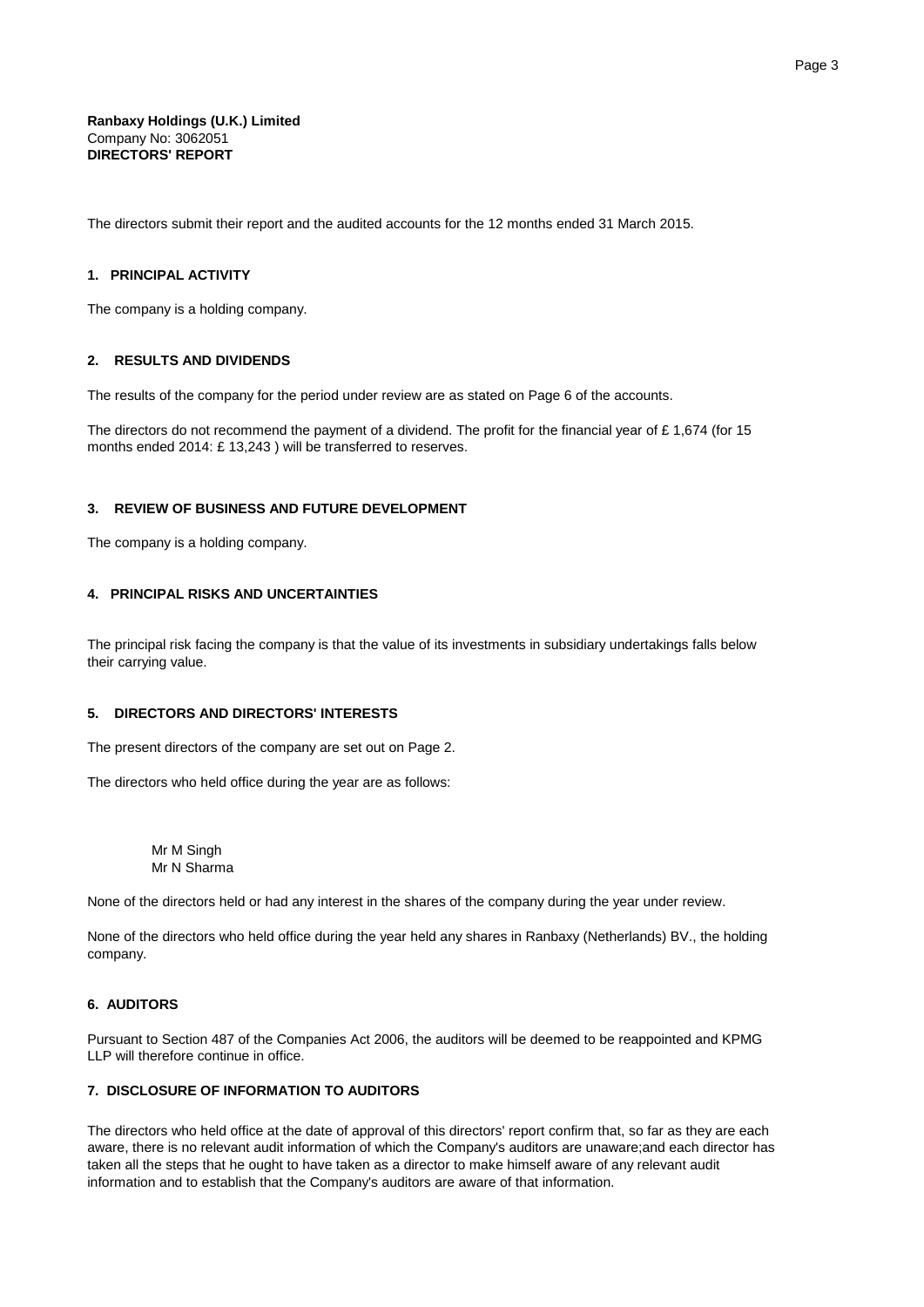**Ranbaxy Holdings (U.K.) Limited**
Company No: 3062051
**DIRECTORS' REPORT**

The directors submit their report and the audited accounts for the 12 months ended 31 March 2015.

## 1. PRINCIPAL ACTIVITY

The company is a holding company.

## 2. RESULTS AND DIVIDENDS

The results of the company for the period under review are as stated on Page 6 of the accounts.

The directors do not recommend the payment of a dividend. The profit for the financial year of £ 1,674 (for 15 months ended 2014: £ 13,243 ) will be transferred to reserves.

## 3. REVIEW OF BUSINESS AND FUTURE DEVELOPMENT

The company is a holding company.

## 4. PRINCIPAL RISKS AND UNCERTAINTIES

The principal risk facing the company is that the value of its investments in subsidiary undertakings falls below their carrying value.

## 5. DIRECTORS AND DIRECTORS' INTERESTS

The present directors of the company are set out on Page 2.

The directors who held office during the year are as follows:

Mr M Singh
Mr N Sharma

None of the directors held or had any interest in the shares of the company during the year under review.

None of the directors who held office during the year held any shares in Ranbaxy (Netherlands) BV., the holding company.

## 6. AUDITORS

Pursuant to Section 487 of the Companies Act 2006, the auditors will be deemed to be reappointed and KPMG LLP will therefore continue in office.

## 7. DISCLOSURE OF INFORMATION TO AUDITORS

The directors who held office at the date of approval of this directors' report confirm that, so far as they are each aware, there is no relevant audit information of which the Company's auditors are unaware;and each director has taken all the steps that he ought to have taken as a director to make himself aware of any relevant audit information and to establish that the Company's auditors are aware of that information.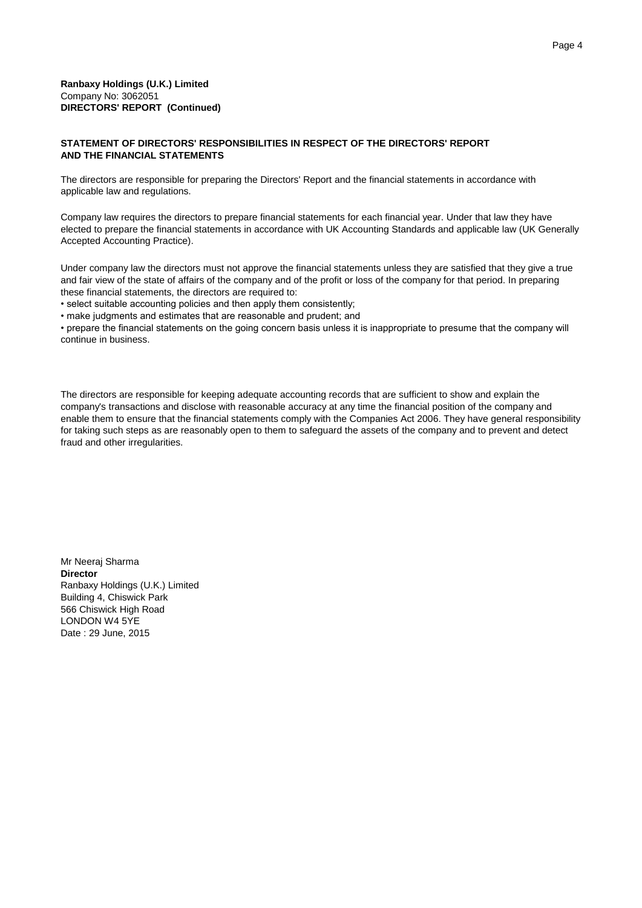**Ranbaxy Holdings (U.K.) Limited**
Company No: 3062051
**DIRECTORS' REPORT (Continued)**

**STATEMENT OF DIRECTORS' RESPONSIBILITIES IN RESPECT OF THE DIRECTORS' REPORT AND THE FINANCIAL STATEMENTS**

The directors are responsible for preparing the Directors' Report and the financial statements in accordance with applicable law and regulations.

Company law requires the directors to prepare financial statements for each financial year. Under that law they have elected to prepare the financial statements in accordance with UK Accounting Standards and applicable law (UK Generally Accepted Accounting Practice).

Under company law the directors must not approve the financial statements unless they are satisfied that they give a true and fair view of the state of affairs of the company and of the profit or loss of the company for that period. In preparing these financial statements, the directors are required to:

- select suitable accounting policies and then apply them consistently;
- make judgments and estimates that are reasonable and prudent; and
- prepare the financial statements on the going concern basis unless it is inappropriate to presume that the company will continue in business.

The directors are responsible for keeping adequate accounting records that are sufficient to show and explain the company's transactions and disclose with reasonable accuracy at any time the financial position of the company and enable them to ensure that the financial statements comply with the Companies Act 2006. They have general responsibility for taking such steps as are reasonably open to them to safeguard the assets of the company and to prevent and detect fraud and other irregularities.

Mr Neeraj Sharma
**Director**
Ranbaxy Holdings (U.K.) Limited
Building 4, Chiswick Park
566 Chiswick High Road
LONDON W4 5YE
Date : 29 June, 2015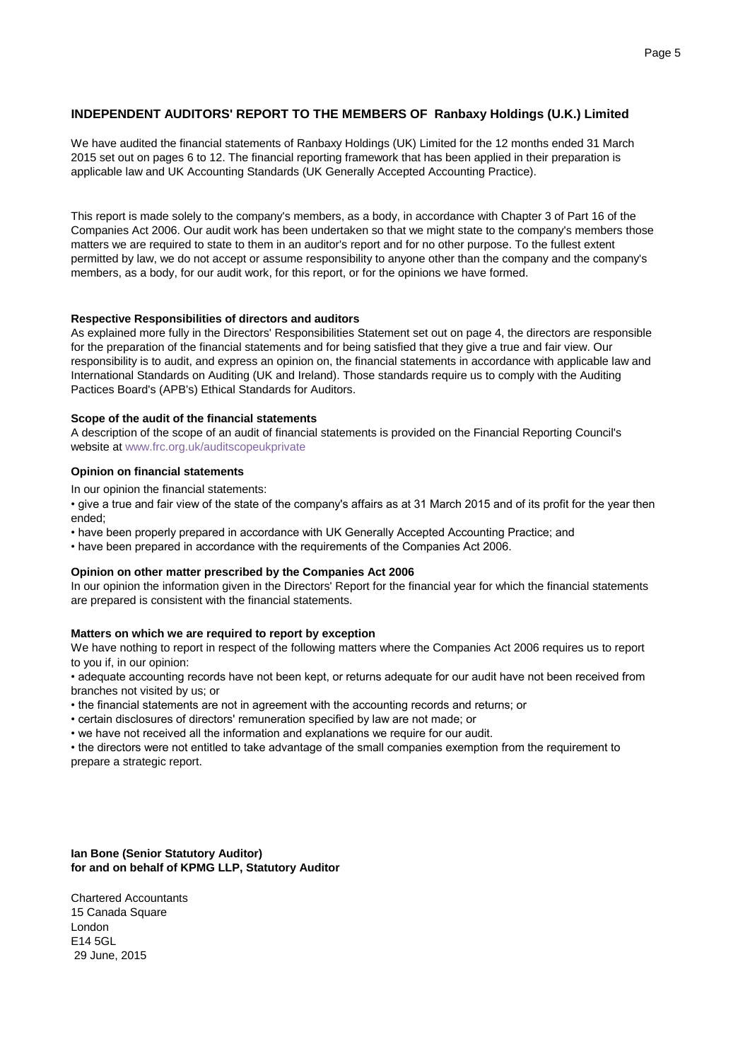## INDEPENDENT AUDITORS' REPORT TO THE MEMBERS OF Ranbaxy Holdings (U.K.) Limited

We have audited the financial statements of Ranbaxy Holdings (UK) Limited for the 12 months ended 31 March 2015 set out on pages 6 to 12. The financial reporting framework that has been applied in their preparation is applicable law and UK Accounting Standards (UK Generally Accepted Accounting Practice).

This report is made solely to the company's members, as a body, in accordance with Chapter 3 of Part 16 of the Companies Act 2006. Our audit work has been undertaken so that we might state to the company's members those matters we are required to state to them in an auditor's report and for no other purpose. To the fullest extent permitted by law, we do not accept or assume responsibility to anyone other than the company and the company's members, as a body, for our audit work, for this report, or for the opinions we have formed.

**Respective Responsibilities of directors and auditors**

As explained more fully in the Directors' Responsibilities Statement set out on page 4, the directors are responsible for the preparation of the financial statements and for being satisfied that they give a true and fair view. Our responsibility is to audit, and express an opinion on, the financial statements in accordance with applicable law and International Standards on Auditing (UK and Ireland). Those standards require us to comply with the Auditing Pactices Board's (APB's) Ethical Standards for Auditors.

**Scope of the audit of the financial statements**

A description of the scope of an audit of financial statements is provided on the Financial Reporting Council's website at www.frc.org.uk/auditscopeukprivate

**Opinion on financial statements**

In our opinion the financial statements:

- give a true and fair view of the state of the company's affairs as at 31 March 2015 and of its profit for the year then ended;
- have been properly prepared in accordance with UK Generally Accepted Accounting Practice; and
- have been prepared in accordance with the requirements of the Companies Act 2006.

**Opinion on other matter prescribed by the Companies Act 2006**

In our opinion the information given in the Directors' Report for the financial year for which the financial statements are prepared is consistent with the financial statements.

**Matters on which we are required to report by exception**

We have nothing to report in respect of the following matters where the Companies Act 2006 requires us to report to you if, in our opinion:

- adequate accounting records have not been kept, or returns adequate for our audit have not been received from branches not visited by us; or
- the financial statements are not in agreement with the accounting records and returns; or
- certain disclosures of directors' remuneration specified by law are not made; or
- we have not received all the information and explanations we require for our audit.
- the directors were not entitled to take advantage of the small companies exemption from the requirement to prepare a strategic report.

**Ian Bone (Senior Statutory Auditor)**
**for and on behalf of KPMG LLP, Statutory Auditor**

Chartered Accountants
15 Canada Square
London
E14 5GL
29 June, 2015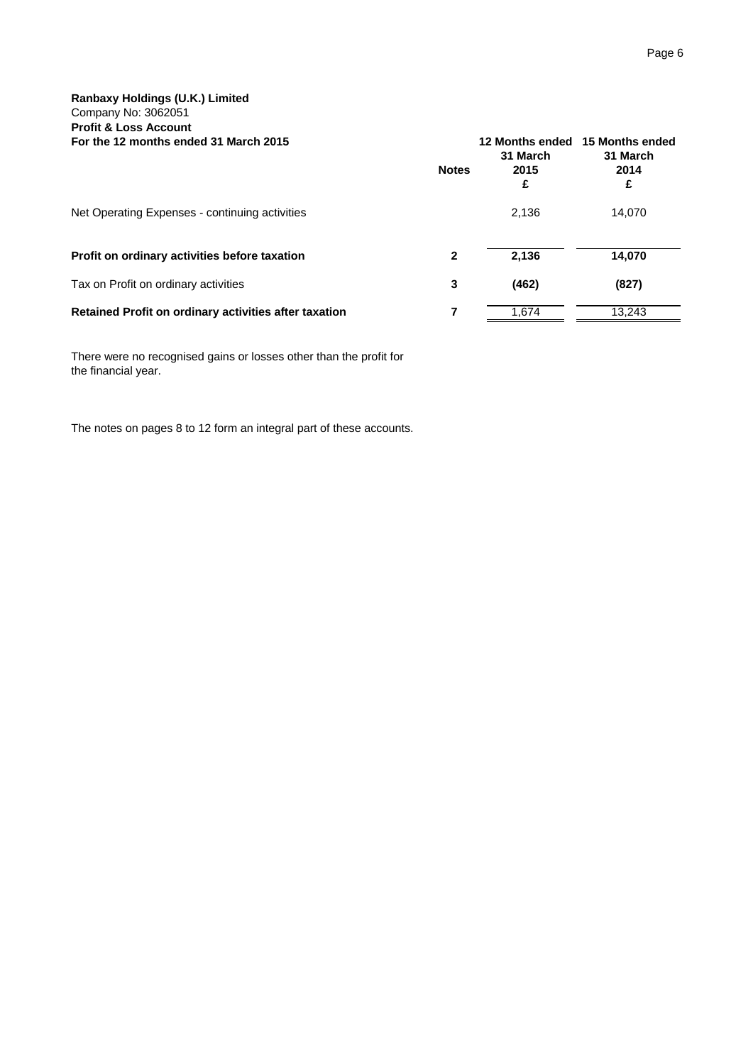**Ranbaxy Holdings (U.K.) Limited**
Company No: 3062051
**Profit & Loss Account**
**For the 12 months ended 31 March 2015**

| | Notes | 12 Months ended 31 March 2015 £ | 15 Months ended 31 March 2014 £ |
|---|---|---|---|
| Net Operating Expenses - continuing activities | | 2,136 | 14,070 |
| **Profit on ordinary activities before taxation** | **2** | **2,136** | **14,070** |
| Tax on Profit on ordinary activities | **3** | **(462)** | **(827)** |
| **Retained Profit on ordinary activities after taxation** | **7** | 1,674 | 13,243 |

There were no recognised gains or losses other than the profit for the financial year.

The notes on pages 8 to 12 form an integral part of these accounts.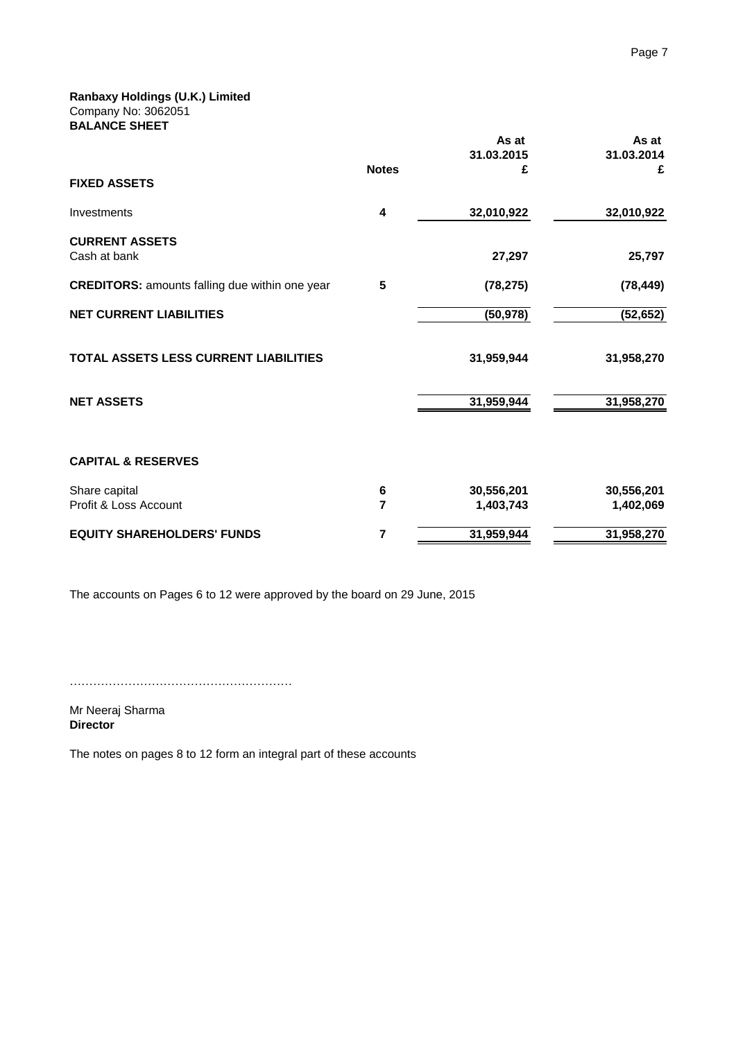**Ranbaxy Holdings (U.K.) Limited**
Company No: 3062051
**BALANCE SHEET**

| | Notes | As at 31.03.2015 £ | As at 31.03.2014 £ |
|---|---|---|---|
| **FIXED ASSETS** | | | |
| Investments | 4 | 32,010,922 | 32,010,922 |
| **CURRENT ASSETS** | | | |
| Cash at bank | | 27,297 | 25,797 |
| **CREDITORS:** amounts falling due within one year | 5 | (78,275) | (78,449) |
| **NET CURRENT LIABILITIES** | | (50,978) | (52,652) |
| **TOTAL ASSETS LESS CURRENT LIABILITIES** | | 31,959,944 | 31,958,270 |
| **NET ASSETS** | | 31,959,944 | 31,958,270 |
| **CAPITAL & RESERVES** | | | |
| Share capital | 6 | 30,556,201 | 30,556,201 |
| Profit & Loss Account | 7 | 1,403,743 | 1,402,069 |
| **EQUITY SHAREHOLDERS' FUNDS** | 7 | 31,959,944 | 31,958,270 |

The accounts on Pages 6 to 12 were approved by the board on 29 June, 2015

………………………………………………

Mr Neeraj Sharma
**Director**

The notes on pages 8 to 12 form an integral part of these accounts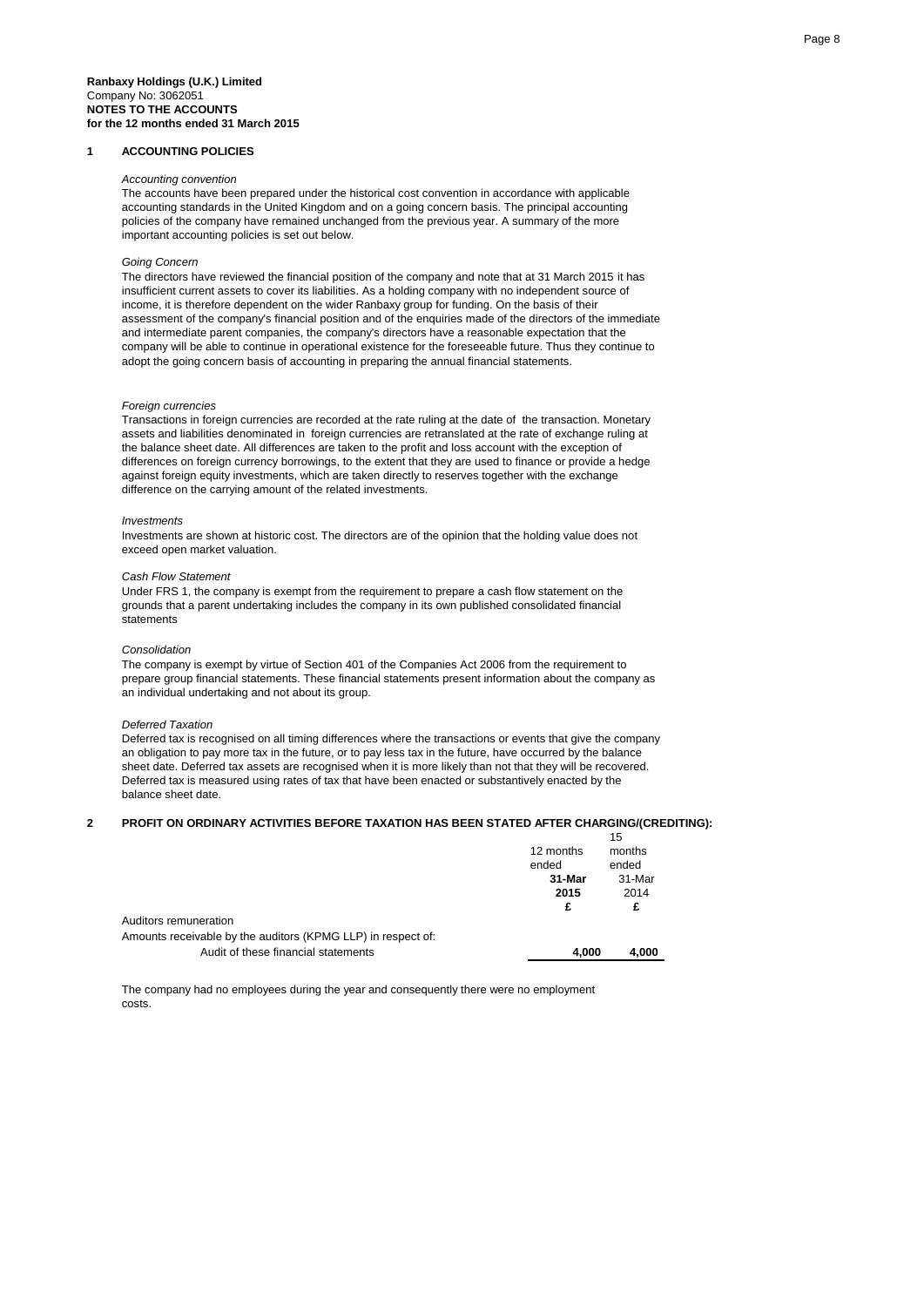**Ranbaxy Holdings (U.K.) Limited**
Company No: 3062051
**NOTES TO THE ACCOUNTS**
**for the 12 months ended 31 March 2015**

## 1 ACCOUNTING POLICIES

*Accounting convention*

The accounts have been prepared under the historical cost convention in accordance with applicable accounting standards in the United Kingdom and on a going concern basis. The principal accounting policies of the company have remained unchanged from the previous year. A summary of the more important accounting policies is set out below.

*Going Concern*

The directors have reviewed the financial position of the company and note that at 31 March 2015 it has insufficient current assets to cover its liabilities. As a holding company with no independent source of income, it is therefore dependent on the wider Ranbaxy group for funding. On the basis of their assessment of the company's financial position and of the enquiries made of the directors of the immediate and intermediate parent companies, the company's directors have a reasonable expectation that the company will be able to continue in operational existence for the foreseeable future. Thus they continue to adopt the going concern basis of accounting in preparing the annual financial statements.

*Foreign currencies*

Transactions in foreign currencies are recorded at the rate ruling at the date of the transaction. Monetary assets and liabilities denominated in foreign currencies are retranslated at the rate of exchange ruling at the balance sheet date. All differences are taken to the profit and loss account with the exception of differences on foreign currency borrowings, to the extent that they are used to finance or provide a hedge against foreign equity investments, which are taken directly to reserves together with the exchange difference on the carrying amount of the related investments.

*Investments*

Investments are shown at historic cost. The directors are of the opinion that the holding value does not exceed open market valuation.

*Cash Flow Statement*

Under FRS 1, the company is exempt from the requirement to prepare a cash flow statement on the grounds that a parent undertaking includes the company in its own published consolidated financial statements

*Consolidation*

The company is exempt by virtue of Section 401 of the Companies Act 2006 from the requirement to prepare group financial statements. These financial statements present information about the company as an individual undertaking and not about its group.

*Deferred Taxation*

Deferred tax is recognised on all timing differences where the transactions or events that give the company an obligation to pay more tax in the future, or to pay less tax in the future, have occurred by the balance sheet date. Deferred tax assets are recognised when it is more likely than not that they will be recovered. Deferred tax is measured using rates of tax that have been enacted or substantively enacted by the balance sheet date.

## 2 PROFIT ON ORDINARY ACTIVITIES BEFORE TAXATION HAS BEEN STATED AFTER CHARGING/(CREDITING):

| | 12 months ended **31-Mar 2015** **£** | 15 months ended 31-Mar 2014 £ |
|---|---|---|
| Auditors remuneration | | |
| Amounts receivable by the auditors (KPMG LLP) in respect of: | | |
| Audit of these financial statements | **4,000** | **4,000** |

The company had no employees during the year and consequently there were no employment costs.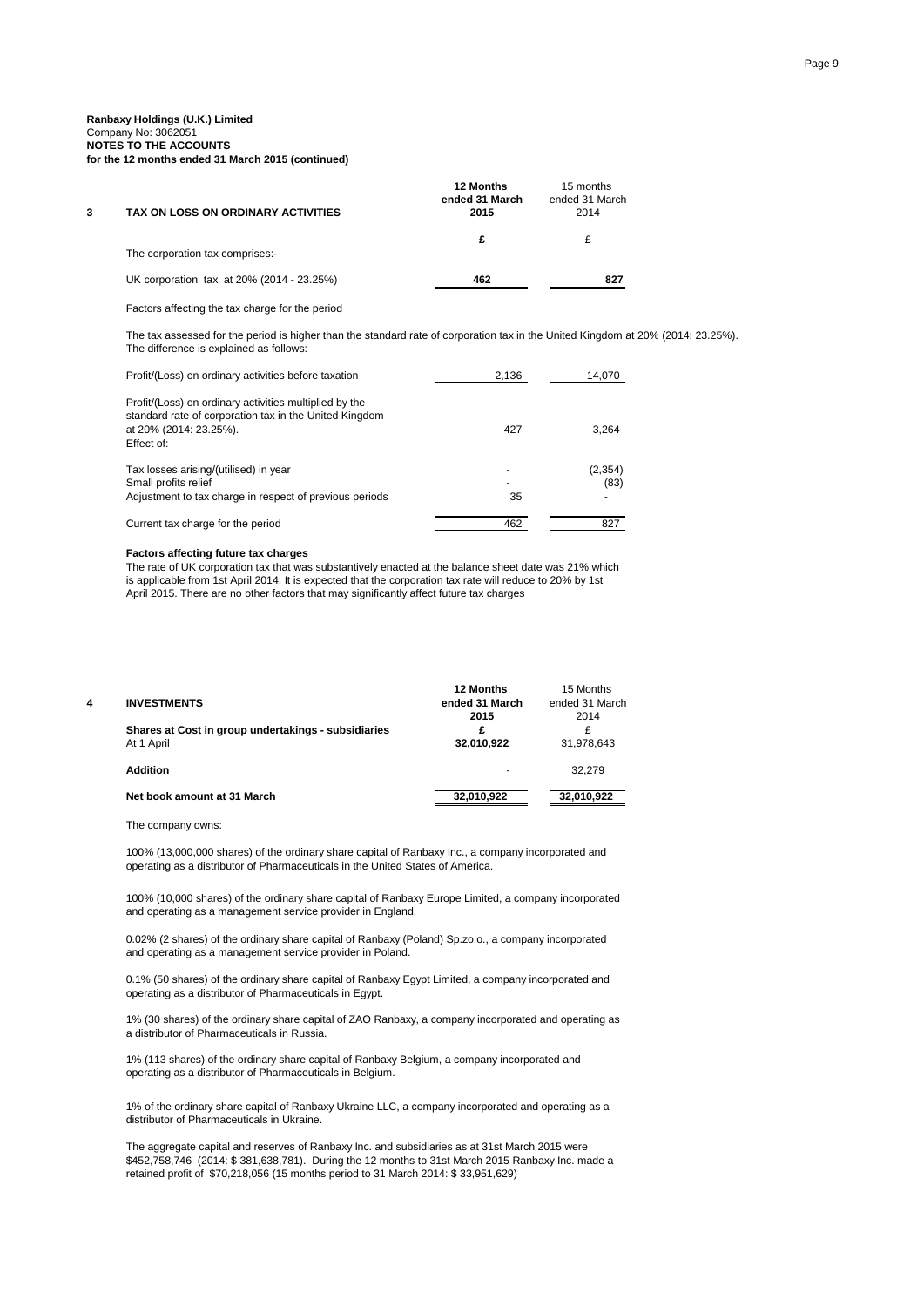**Ranbaxy Holdings (U.K.) Limited**
Company No: 3062051
**NOTES TO THE ACCOUNTS**
**for the 12 months ended 31 March 2015 (continued)**

| **3** | **TAX ON LOSS ON ORDINARY ACTIVITIES** | **12 Months ended 31 March 2015** | 15 months ended 31 March 2014 |
|---|---|---|---|
| | | **£** | £ |
| | The corporation tax comprises:- | | |
| | UK corporation tax at 20% (2014 - 23.25%) | **462** | **827** |

Factors affecting the tax charge for the period

The tax assessed for the period is higher than the standard rate of corporation tax in the United Kingdom at 20% (2014: 23.25%). The difference is explained as follows:

| | 2015 | 2014 |
|---|---|---|
| Profit/(Loss) on ordinary activities before taxation | 2,136 | 14,070 |
| Profit/(Loss) on ordinary activities multiplied by the standard rate of corporation tax in the United Kingdom at 20% (2014: 23.25%). | 427 | 3,264 |
| Effect of: | | |
| Tax losses arising/(utilised) in year | - | (2,354) |
| Small profits relief | - | (83) |
| Adjustment to tax charge in respect of previous periods | 35 | - |
| Current tax charge for the period | 462 | 827 |

**Factors affecting future tax charges**

The rate of UK corporation tax that was substantively enacted at the balance sheet date was 21% which is applicable from 1st April 2014. It is expected that the corporation tax rate will reduce to 20% by 1st April 2015. There are no other factors that may significantly affect future tax charges

| **4** | **INVESTMENTS** | **12 Months ended 31 March 2015** | 15 Months ended 31 March 2014 |
|---|---|---|---|
| | **Shares at Cost in group undertakings - subsidiaries** | **£** | £ |
| | At 1 April | **32,010,922** | 31,978,643 |
| | **Addition** | - | 32,279 |
| | **Net book amount at 31 March** | **32,010,922** | **32,010,922** |

The company owns:

100% (13,000,000 shares) of the ordinary share capital of Ranbaxy Inc., a company incorporated and operating as a distributor of Pharmaceuticals in the United States of America.

100% (10,000 shares) of the ordinary share capital of Ranbaxy Europe Limited, a company incorporated and operating as a management service provider in England.

0.02% (2 shares) of the ordinary share capital of Ranbaxy (Poland) Sp.zo.o., a company incorporated and operating as a management service provider in Poland.

0.1% (50 shares) of the ordinary share capital of Ranbaxy Egypt Limited, a company incorporated and operating as a distributor of Pharmaceuticals in Egypt.

1% (30 shares) of the ordinary share capital of ZAO Ranbaxy, a company incorporated and operating as a distributor of Pharmaceuticals in Russia.

1% (113 shares) of the ordinary share capital of Ranbaxy Belgium, a company incorporated and operating as a distributor of Pharmaceuticals in Belgium.

1% of the ordinary share capital of Ranbaxy Ukraine LLC, a company incorporated and operating as a distributor of Pharmaceuticals in Ukraine.

The aggregate capital and reserves of Ranbaxy Inc. and subsidiaries as at 31st March 2015 were $452,758,746 (2014: $ 381,638,781). During the 12 months to 31st March 2015 Ranbaxy Inc. made a retained profit of $70,218,056 (15 months period to 31 March 2014: $ 33,951,629)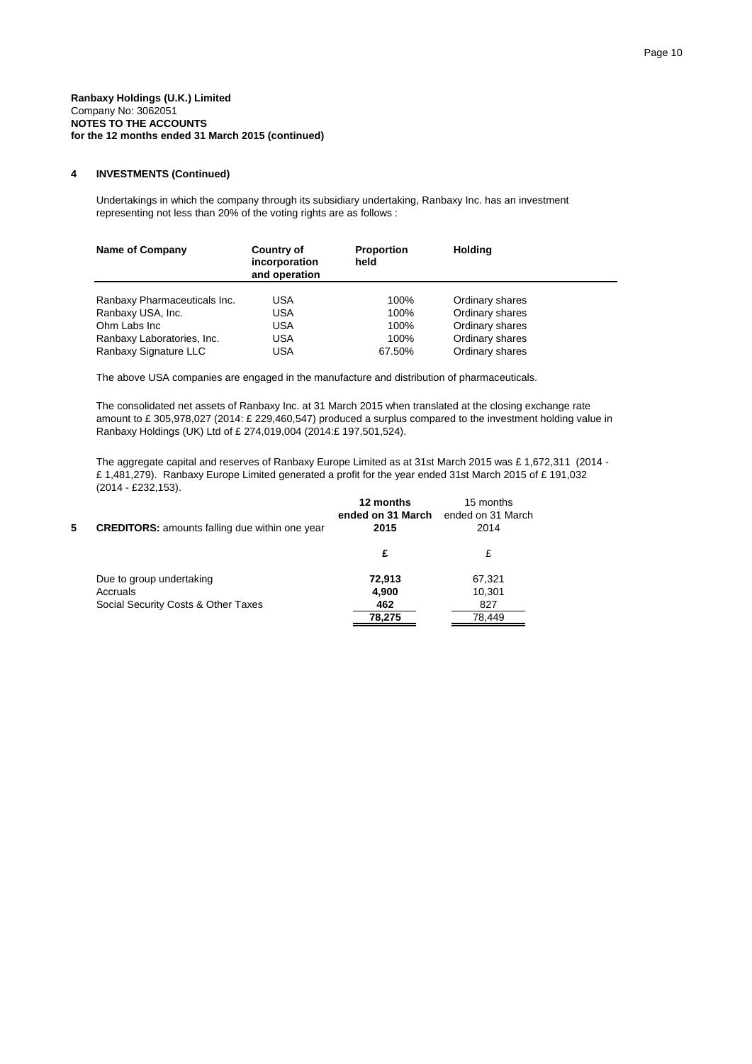**Ranbaxy Holdings (U.K.) Limited**
Company No: 3062051
**NOTES TO THE ACCOUNTS**
**for the 12 months ended 31 March 2015 (continued)**

## 4 INVESTMENTS (Continued)

Undertakings in which the company through its subsidiary undertaking, Ranbaxy Inc. has an investment representing not less than 20% of the voting rights are as follows :

| Name of Company | Country of incorporation and operation | Proportion held | Holding |
|---|---|---|---|
| Ranbaxy Pharmaceuticals Inc. | USA | 100% | Ordinary shares |
| Ranbaxy USA, Inc. | USA | 100% | Ordinary shares |
| Ohm Labs Inc | USA | 100% | Ordinary shares |
| Ranbaxy Laboratories, Inc. | USA | 100% | Ordinary shares |
| Ranbaxy Signature LLC | USA | 67.50% | Ordinary shares |

The above USA companies are engaged in the manufacture and distribution of pharmaceuticals.

The consolidated net assets of Ranbaxy Inc. at 31 March 2015 when translated at the closing exchange rate amount to £ 305,978,027 (2014: £ 229,460,547) produced a surplus compared to the investment holding value in Ranbaxy Holdings (UK) Ltd of £ 274,019,004 (2014:£ 197,501,524).

The aggregate capital and reserves of Ranbaxy Europe Limited as at 31st March 2015 was £ 1,672,311 (2014 - £ 1,481,279). Ranbaxy Europe Limited generated a profit for the year ended 31st March 2015 of £ 191,032 (2014 - £232,153).

## 5 CREDITORS: amounts falling due within one year

| | **12 months ended on 31 March 2015** | 15 months ended on 31 March 2014 |
|---|---|---|
| | **£** | £ |
| Due to group undertaking | **72,913** | 67,321 |
| Accruals | **4,900** | 10,301 |
| Social Security Costs & Other Taxes | **462** | 827 |
| | **78,275** | 78,449 |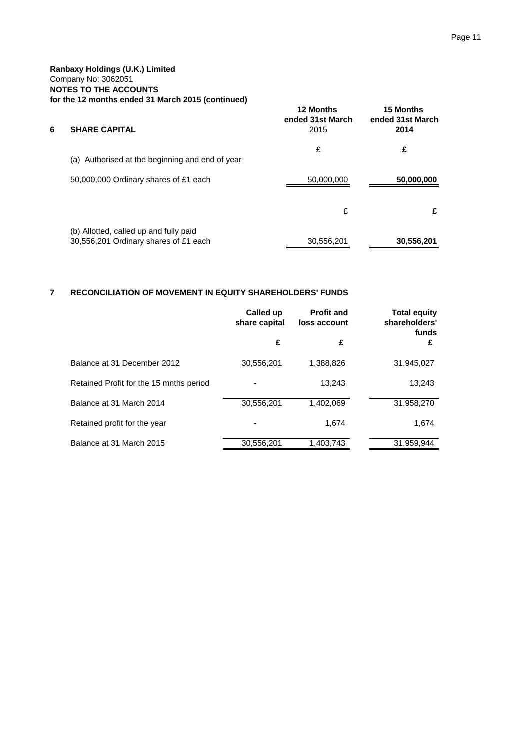**Ranbaxy Holdings (U.K.) Limited**
Company No: 3062051
**NOTES TO THE ACCOUNTS**
**for the 12 months ended 31 March 2015 (continued)**

| **6** | **SHARE CAPITAL** | **12 Months ended 31st March** 2015 | **15 Months ended 31st March 2014** |
|---|---|---|---|
| | | £ | **£** |
| | (a) Authorised at the beginning and end of year | | |
| | 50,000,000 Ordinary shares of £1 each | 50,000,000 | **50,000,000** |
| | | £ | **£** |
| | (b) Allotted, called up and fully paid 30,556,201 Ordinary shares of £1 each | 30,556,201 | **30,556,201** |

## 7 RECONCILIATION OF MOVEMENT IN EQUITY SHAREHOLDERS' FUNDS

| | **Called up share capital** | **Profit and loss account** | **Total equity shareholders' funds** |
|---|---|---|---|
| | **£** | **£** | **£** |
| Balance at 31 December 2012 | 30,556,201 | 1,388,826 | 31,945,027 |
| Retained Profit for the 15 mnths period | - | 13,243 | 13,243 |
| Balance at 31 March 2014 | 30,556,201 | 1,402,069 | 31,958,270 |
| Retained profit for the year | - | 1,674 | 1,674 |
| Balance at 31 March 2015 | 30,556,201 | 1,403,743 | 31,959,944 |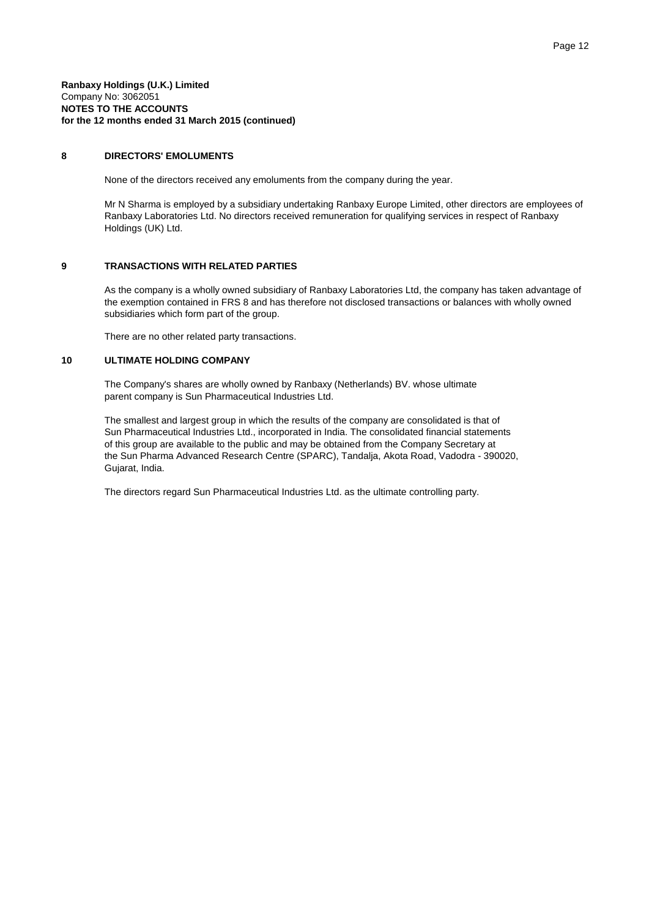**Ranbaxy Holdings (U.K.) Limited**
Company No: 3062051
**NOTES TO THE ACCOUNTS**
**for the 12 months ended 31 March 2015 (continued)**

## 8 DIRECTORS' EMOLUMENTS

None of the directors received any emoluments from the company during the year.

Mr N Sharma is employed by a subsidiary undertaking Ranbaxy Europe Limited, other directors are employees of Ranbaxy Laboratories Ltd. No directors received remuneration for qualifying services in respect of Ranbaxy Holdings (UK) Ltd.

## 9 TRANSACTIONS WITH RELATED PARTIES

As the company is a wholly owned subsidiary of Ranbaxy Laboratories Ltd, the company has taken advantage of the exemption contained in FRS 8 and has therefore not disclosed transactions or balances with wholly owned subsidiaries which form part of the group.

There are no other related party transactions.

## 10 ULTIMATE HOLDING COMPANY

The Company's shares are wholly owned by Ranbaxy (Netherlands) BV. whose ultimate parent company is Sun Pharmaceutical Industries Ltd.

The smallest and largest group in which the results of the company are consolidated is that of Sun Pharmaceutical Industries Ltd., incorporated in India. The consolidated financial statements of this group are available to the public and may be obtained from the Company Secretary at the Sun Pharma Advanced Research Centre (SPARC), Tandalja, Akota Road, Vadodra - 390020, Gujarat, India.

The directors regard Sun Pharmaceutical Industries Ltd. as the ultimate controlling party.